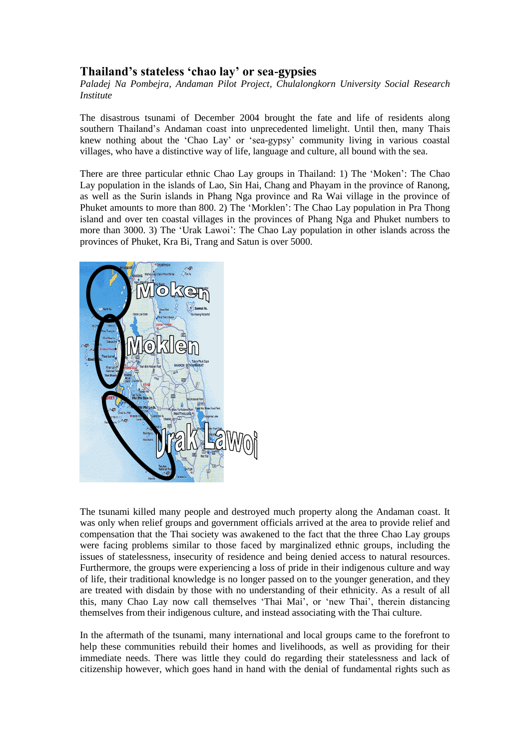# Thailand's stateless 'chao lay' or sea-gypsies

*Paladej Na Pombejra, Andaman Pilot Project, Chulalongkorn University Social Research Institute*

The disastrous tsunami of December 2004 brought the fate and life of residents along southern Thailand's Andaman coast into unprecedented limelight. Until then, many Thais knew nothing about the 'Chao Lay' or 'sea-gypsy' community living in various coastal villages, who have a distinctive way of life, language and culture, all bound with the sea.

There are three particular ethnic Chao Lay groups in Thailand: 1) The 'Moken': The Chao Lay population in the islands of Lao, Sin Hai, Chang and Phayam in the province of Ranong, as well as the Surin islands in Phang Nga province and Ra Wai village in the province of Phuket amounts to more than 800. 2) The 'Morklen': The Chao Lay population in Pra Thong island and over ten coastal villages in the provinces of Phang Nga and Phuket numbers to more than 3000. 3) The 'Urak Lawoi': The Chao Lay population in other islands across the provinces of Phuket, Kra Bi, Trang and Satun is over 5000.

The tsunami killed many people and destroyed much property along the Andaman coast. It was only when relief groups and government officials arrived at the area to provide relief and compensation that the Thai society was awakened to the fact that the three Chao Lay groups were facing problems similar to those faced by marginalized ethnic groups, including the issues of statelessness, insecurity of residence and being denied access to natural resources. Furthermore, the groups were experiencing a loss of pride in their indigenous culture and way of life, their traditional knowledge is no longer passed on to the younger generation, and they are treated with disdain by those with no understanding of their ethnicity. As a result of all this, many Chao Lay now call themselves 'Thai Mai', or 'new Thai', therein distancing themselves from their indigenous culture, and instead associating with the Thai culture.

In the aftermath of the tsunami, many international and local groups came to the forefront to help these communities rebuild their homes and livelihoods, as well as providing for their immediate needs. There was little they could do regarding their statelessness and lack of citizenship however, which goes hand in hand with the denial of fundamental rights such as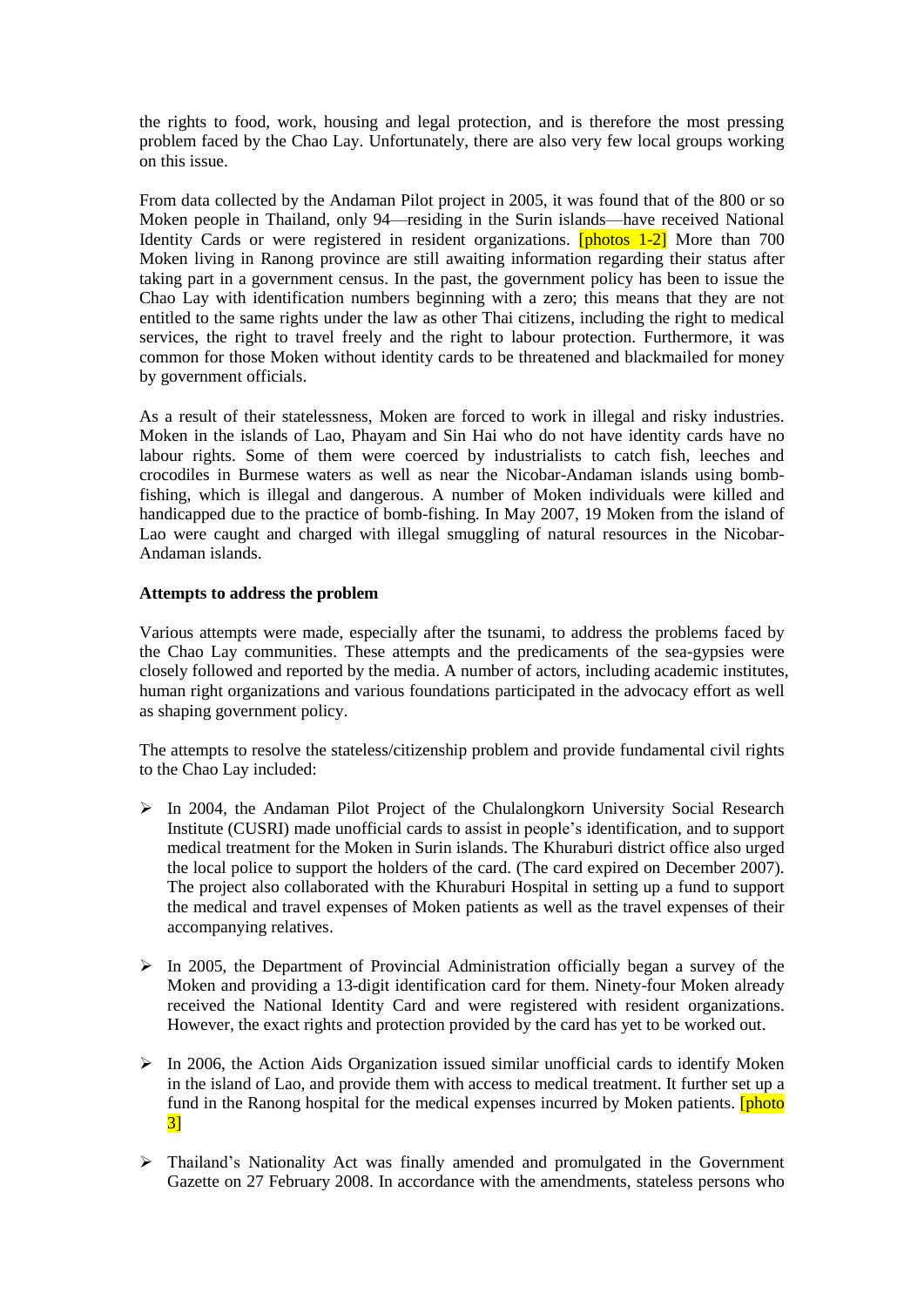the rights to food, work, housing and legal protection, and is therefore the most pressing problem faced by the Chao Lay. Unfortunately, there are also very few local groups working on this issue.

From data collected by the Andaman Pilot project in 2005, it was found that of the 800 or so Moken people in Thailand, only 94—residing in the Surin islands—have received National Identity Cards or were registered in resident organizations. [photos 1-2] More than 700 Moken living in Ranong province are still awaiting information regarding their status after taking part in a government census. In the past, the government policy has been to issue the Chao Lay with identification numbers beginning with a zero; this means that they are not entitled to the same rights under the law as other Thai citizens, including the right to medical services, the right to travel freely and the right to labour protection. Furthermore, it was common for those Moken without identity cards to be threatened and blackmailed for money by government officials.

As a result of their statelessness, Moken are forced to work in illegal and risky industries. Moken in the islands of Lao, Phayam and Sin Hai who do not have identity cards have no labour rights. Some of them were coerced by industrialists to catch fish, leeches and crocodiles in Burmese waters as well as near the Nicobar-Andaman islands using bomb-fishing, which is illegal and dangerous. A number of Moken individuals were killed and handicapped due to the practice of bomb-fishing. In May 2007, 19 Moken from the island of Lao were caught and charged with illegal smuggling of natural resources in the Nicobar-Andaman islands.

**Attempts to address the problem**

Various attempts were made, especially after the tsunami, to address the problems faced by the Chao Lay communities. These attempts and the predicaments of the sea-gypsies were closely followed and reported by the media. A number of actors, including academic institutes, human right organizations and various foundations participated in the advocacy effort as well as shaping government policy.

The attempts to resolve the stateless/citizenship problem and provide fundamental civil rights to the Chao Lay included:

- In 2004, the Andaman Pilot Project of the Chulalongkorn University Social Research Institute (CUSRI) made unofficial cards to assist in people's identification, and to support medical treatment for the Moken in Surin islands. The Khuraburi district office also urged the local police to support the holders of the card. (The card expired on December 2007). The project also collaborated with the Khuraburi Hospital in setting up a fund to support the medical and travel expenses of Moken patients as well as the travel expenses of their accompanying relatives.

- In 2005, the Department of Provincial Administration officially began a survey of the Moken and providing a 13-digit identification card for them. Ninety-four Moken already received the National Identity Card and were registered with resident organizations. However, the exact rights and protection provided by the card has yet to be worked out.

- In 2006, the Action Aids Organization issued similar unofficial cards to identify Moken in the island of Lao, and provide them with access to medical treatment. It further set up a fund in the Ranong hospital for the medical expenses incurred by Moken patients. [photo 3]

- Thailand's Nationality Act was finally amended and promulgated in the Government Gazette on 27 February 2008. In accordance with the amendments, stateless persons who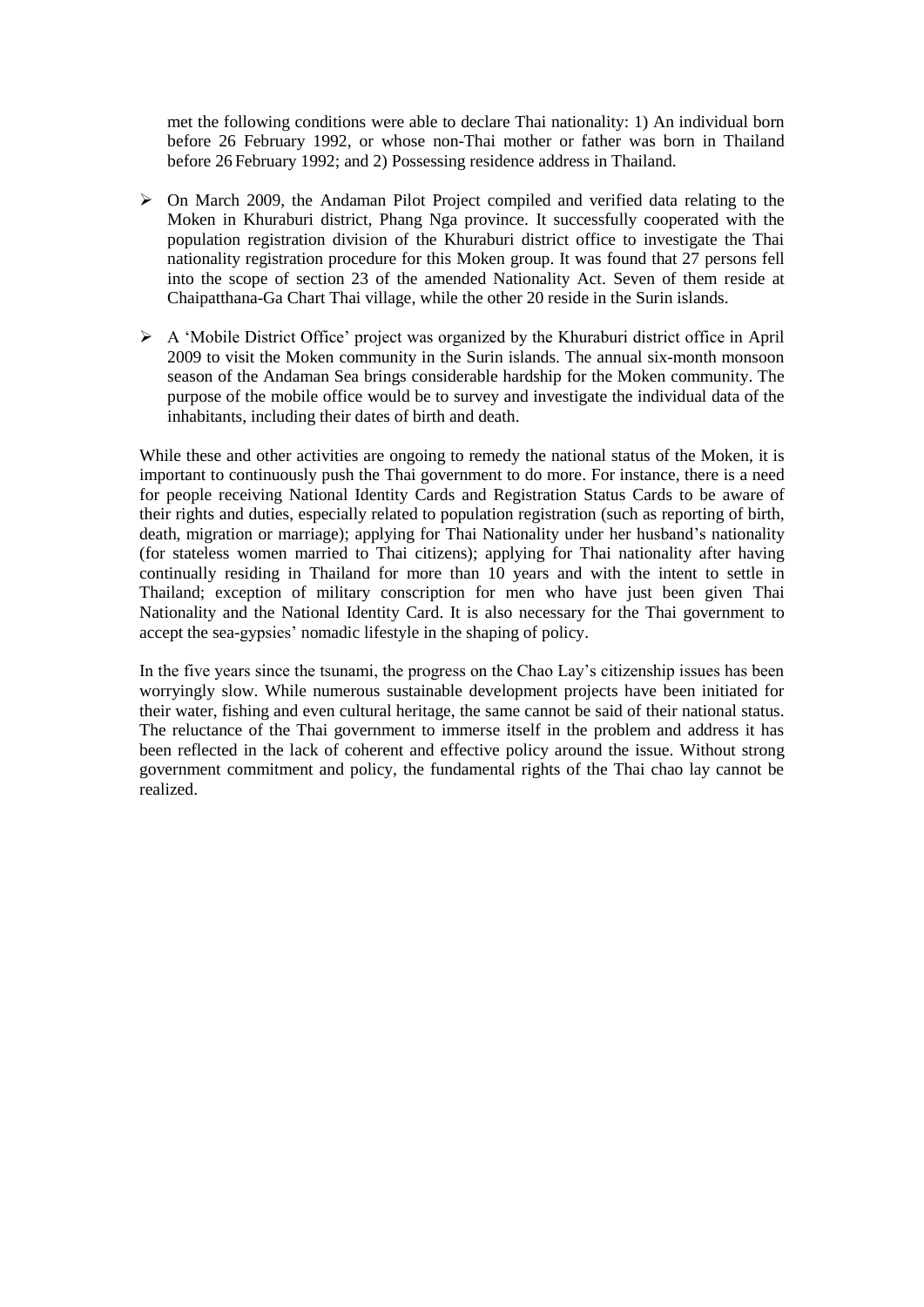met the following conditions were able to declare Thai nationality: 1) An individual born before 26 February 1992, or whose non-Thai mother or father was born in Thailand before 26 February 1992; and 2) Possessing residence address in Thailand.

- On March 2009, the Andaman Pilot Project compiled and verified data relating to the Moken in Khuraburi district, Phang Nga province. It successfully cooperated with the population registration division of the Khuraburi district office to investigate the Thai nationality registration procedure for this Moken group. It was found that 27 persons fell into the scope of section 23 of the amended Nationality Act. Seven of them reside at Chaipatthana-Ga Chart Thai village, while the other 20 reside in the Surin islands.
- A 'Mobile District Office' project was organized by the Khuraburi district office in April 2009 to visit the Moken community in the Surin islands. The annual six-month monsoon season of the Andaman Sea brings considerable hardship for the Moken community. The purpose of the mobile office would be to survey and investigate the individual data of the inhabitants, including their dates of birth and death.

While these and other activities are ongoing to remedy the national status of the Moken, it is important to continuously push the Thai government to do more. For instance, there is a need for people receiving National Identity Cards and Registration Status Cards to be aware of their rights and duties, especially related to population registration (such as reporting of birth, death, migration or marriage); applying for Thai Nationality under her husband's nationality (for stateless women married to Thai citizens); applying for Thai nationality after having continually residing in Thailand for more than 10 years and with the intent to settle in Thailand; exception of military conscription for men who have just been given Thai Nationality and the National Identity Card. It is also necessary for the Thai government to accept the sea-gypsies' nomadic lifestyle in the shaping of policy.

In the five years since the tsunami, the progress on the Chao Lay's citizenship issues has been worryingly slow. While numerous sustainable development projects have been initiated for their water, fishing and even cultural heritage, the same cannot be said of their national status. The reluctance of the Thai government to immerse itself in the problem and address it has been reflected in the lack of coherent and effective policy around the issue. Without strong government commitment and policy, the fundamental rights of the Thai chao lay cannot be realized.